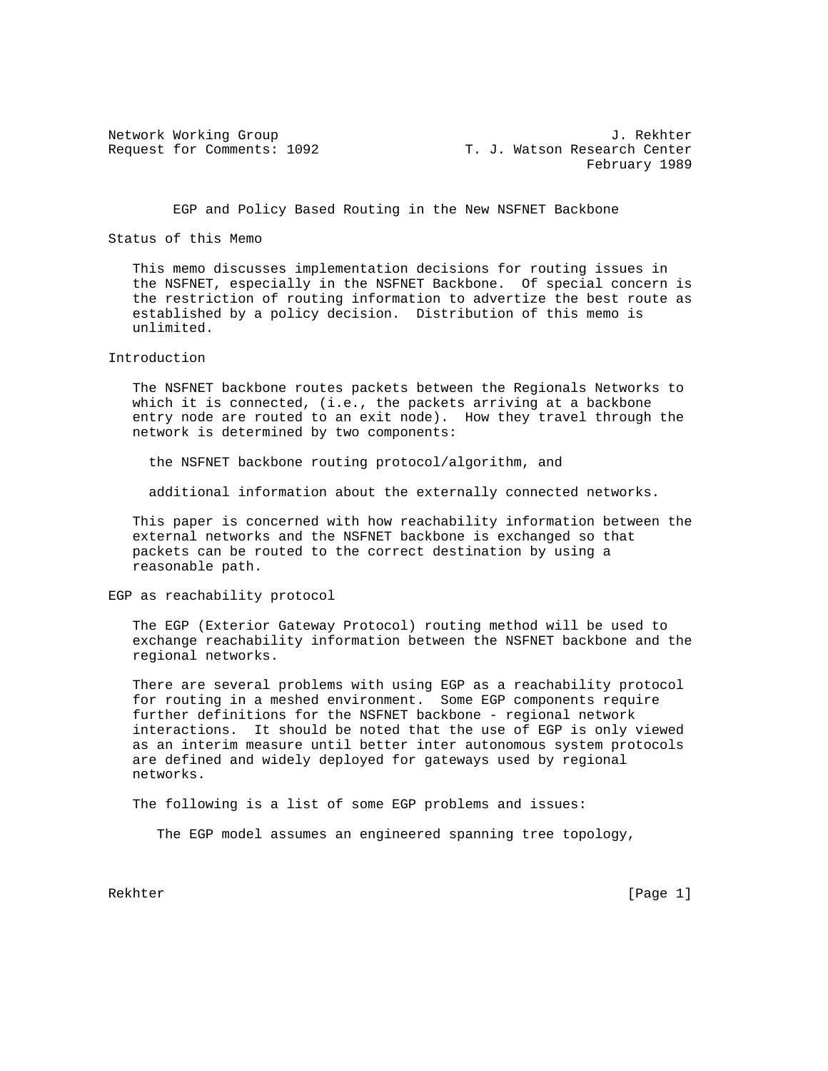Network Working Group                                         J. Rekhter
Request for Comments: 1092                   T. J. Watson Research Center
                                                           February 1989

# EGP and Policy Based Routing in the New NSFNET Backbone

## Status of this Memo

This memo discusses implementation decisions for routing issues in the NSFNET, especially in the NSFNET Backbone. Of special concern is the restriction of routing information to advertize the best route as established by a policy decision. Distribution of this memo is unlimited.

## Introduction

The NSFNET backbone routes packets between the Regionals Networks to which it is connected, (i.e., the packets arriving at a backbone entry node are routed to an exit node). How they travel through the network is determined by two components:

the NSFNET backbone routing protocol/algorithm, and

additional information about the externally connected networks.

This paper is concerned with how reachability information between the external networks and the NSFNET backbone is exchanged so that packets can be routed to the correct destination by using a reasonable path.

## EGP as reachability protocol

The EGP (Exterior Gateway Protocol) routing method will be used to exchange reachability information between the NSFNET backbone and the regional networks.

There are several problems with using EGP as a reachability protocol for routing in a meshed environment. Some EGP components require further definitions for the NSFNET backbone - regional network interactions. It should be noted that the use of EGP is only viewed as an interim measure until better inter autonomous system protocols are defined and widely deployed for gateways used by regional networks.

The following is a list of some EGP problems and issues:

The EGP model assumes an engineered spanning tree topology,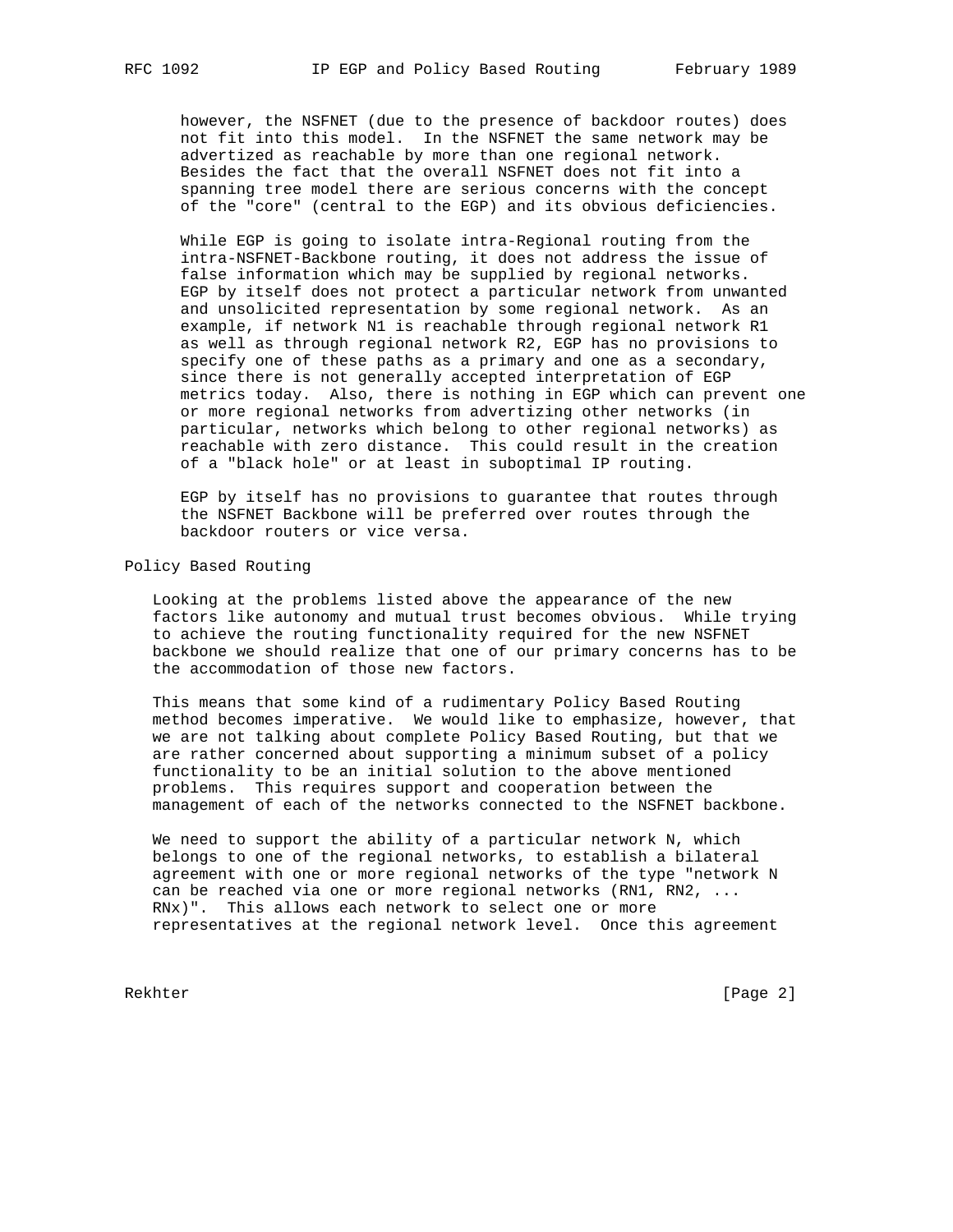however, the NSFNET (due to the presence of backdoor routes) does not fit into this model. In the NSFNET the same network may be advertized as reachable by more than one regional network. Besides the fact that the overall NSFNET does not fit into a spanning tree model there are serious concerns with the concept of the "core" (central to the EGP) and its obvious deficiencies.

While EGP is going to isolate intra-Regional routing from the intra-NSFNET-Backbone routing, it does not address the issue of false information which may be supplied by regional networks. EGP by itself does not protect a particular network from unwanted and unsolicited representation by some regional network. As an example, if network N1 is reachable through regional network R1 as well as through regional network R2, EGP has no provisions to specify one of these paths as a primary and one as a secondary, since there is not generally accepted interpretation of EGP metrics today. Also, there is nothing in EGP which can prevent one or more regional networks from advertizing other networks (in particular, networks which belong to other regional networks) as reachable with zero distance. This could result in the creation of a "black hole" or at least in suboptimal IP routing.

EGP by itself has no provisions to guarantee that routes through the NSFNET Backbone will be preferred over routes through the backdoor routers or vice versa.

## Policy Based Routing

Looking at the problems listed above the appearance of the new factors like autonomy and mutual trust becomes obvious. While trying to achieve the routing functionality required for the new NSFNET backbone we should realize that one of our primary concerns has to be the accommodation of those new factors.

This means that some kind of a rudimentary Policy Based Routing method becomes imperative. We would like to emphasize, however, that we are not talking about complete Policy Based Routing, but that we are rather concerned about supporting a minimum subset of a policy functionality to be an initial solution to the above mentioned problems. This requires support and cooperation between the management of each of the networks connected to the NSFNET backbone.

We need to support the ability of a particular network N, which belongs to one of the regional networks, to establish a bilateral agreement with one or more regional networks of the type "network N can be reached via one or more regional networks (RN1, RN2, ... RNx)". This allows each network to select one or more representatives at the regional network level. Once this agreement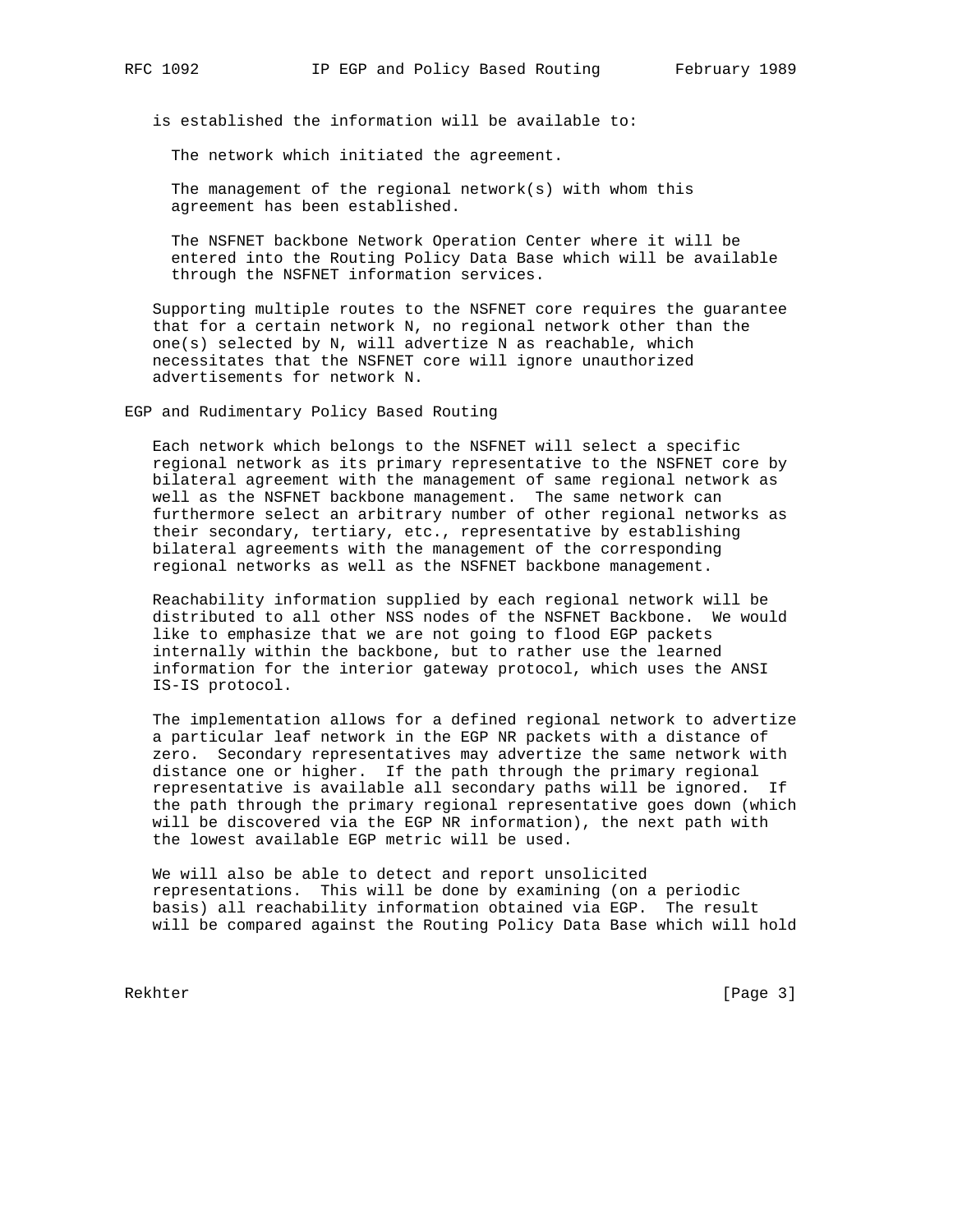is established the information will be available to:

The network which initiated the agreement.

The management of the regional network(s) with whom this agreement has been established.

The NSFNET backbone Network Operation Center where it will be entered into the Routing Policy Data Base which will be available through the NSFNET information services.

Supporting multiple routes to the NSFNET core requires the guarantee that for a certain network N, no regional network other than the one(s) selected by N, will advertize N as reachable, which necessitates that the NSFNET core will ignore unauthorized advertisements for network N.

## EGP and Rudimentary Policy Based Routing

Each network which belongs to the NSFNET will select a specific regional network as its primary representative to the NSFNET core by bilateral agreement with the management of same regional network as well as the NSFNET backbone management. The same network can furthermore select an arbitrary number of other regional networks as their secondary, tertiary, etc., representative by establishing bilateral agreements with the management of the corresponding regional networks as well as the NSFNET backbone management.

Reachability information supplied by each regional network will be distributed to all other NSS nodes of the NSFNET Backbone. We would like to emphasize that we are not going to flood EGP packets internally within the backbone, but to rather use the learned information for the interior gateway protocol, which uses the ANSI IS-IS protocol.

The implementation allows for a defined regional network to advertize a particular leaf network in the EGP NR packets with a distance of zero. Secondary representatives may advertize the same network with distance one or higher. If the path through the primary regional representative is available all secondary paths will be ignored. If the path through the primary regional representative goes down (which will be discovered via the EGP NR information), the next path with the lowest available EGP metric will be used.

We will also be able to detect and report unsolicited representations. This will be done by examining (on a periodic basis) all reachability information obtained via EGP. The result will be compared against the Routing Policy Data Base which will hold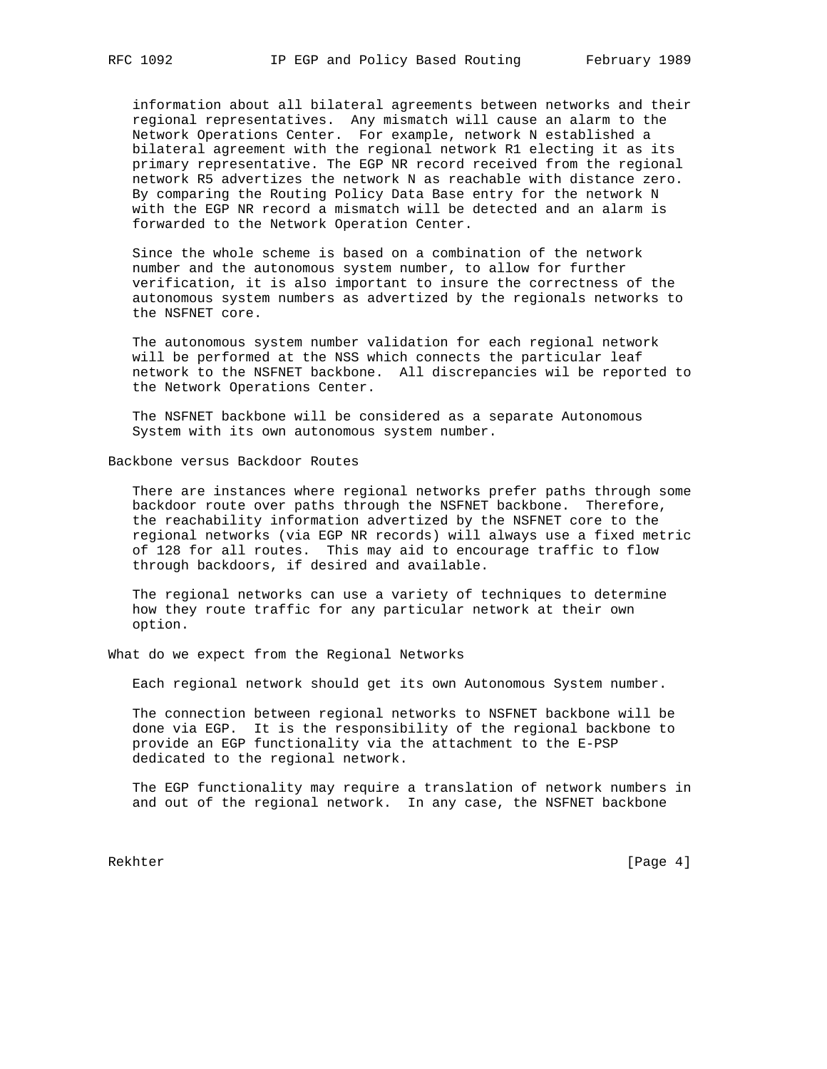information about all bilateral agreements between networks and their regional representatives. Any mismatch will cause an alarm to the Network Operations Center. For example, network N established a bilateral agreement with the regional network R1 electing it as its primary representative. The EGP NR record received from the regional network R5 advertizes the network N as reachable with distance zero. By comparing the Routing Policy Data Base entry for the network N with the EGP NR record a mismatch will be detected and an alarm is forwarded to the Network Operation Center.

Since the whole scheme is based on a combination of the network number and the autonomous system number, to allow for further verification, it is also important to insure the correctness of the autonomous system numbers as advertized by the regionals networks to the NSFNET core.

The autonomous system number validation for each regional network will be performed at the NSS which connects the particular leaf network to the NSFNET backbone. All discrepancies wil be reported to the Network Operations Center.

The NSFNET backbone will be considered as a separate Autonomous System with its own autonomous system number.

## Backbone versus Backdoor Routes

There are instances where regional networks prefer paths through some backdoor route over paths through the NSFNET backbone. Therefore, the reachability information advertized by the NSFNET core to the regional networks (via EGP NR records) will always use a fixed metric of 128 for all routes. This may aid to encourage traffic to flow through backdoors, if desired and available.

The regional networks can use a variety of techniques to determine how they route traffic for any particular network at their own option.

## What do we expect from the Regional Networks

Each regional network should get its own Autonomous System number.

The connection between regional networks to NSFNET backbone will be done via EGP. It is the responsibility of the regional backbone to provide an EGP functionality via the attachment to the E-PSP dedicated to the regional network.

The EGP functionality may require a translation of network numbers in and out of the regional network. In any case, the NSFNET backbone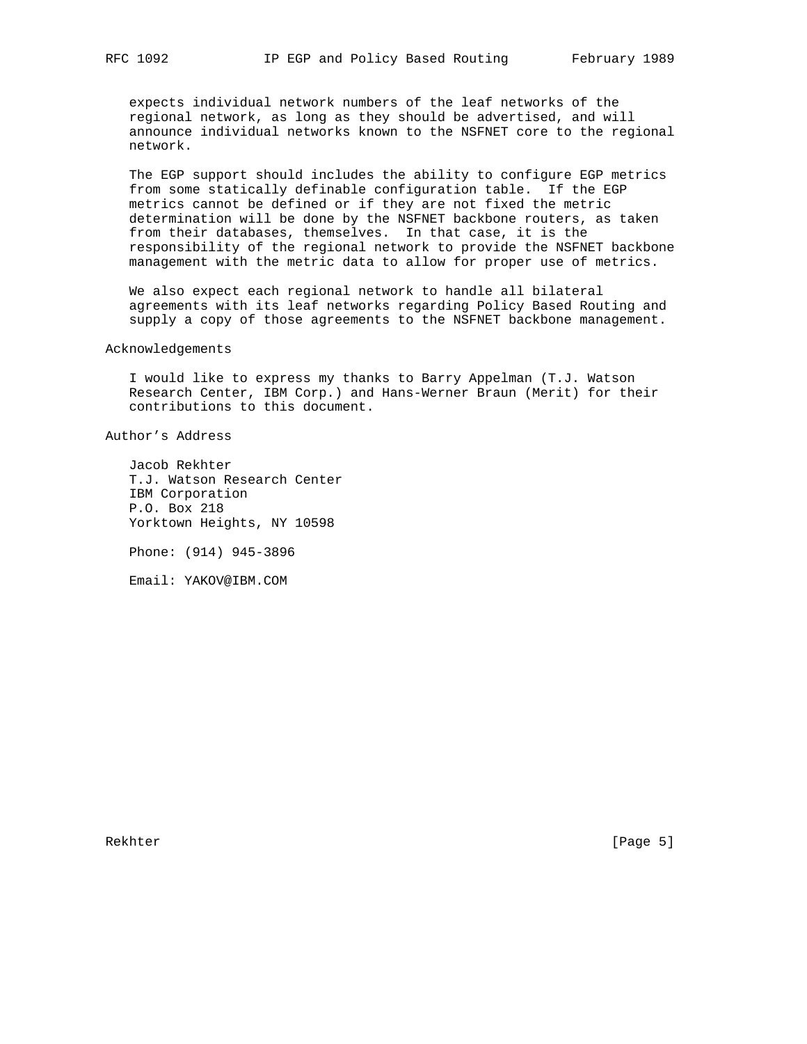expects individual network numbers of the leaf networks of the regional network, as long as they should be advertised, and will announce individual networks known to the NSFNET core to the regional network.

The EGP support should includes the ability to configure EGP metrics from some statically definable configuration table. If the EGP metrics cannot be defined or if they are not fixed the metric determination will be done by the NSFNET backbone routers, as taken from their databases, themselves. In that case, it is the responsibility of the regional network to provide the NSFNET backbone management with the metric data to allow for proper use of metrics.

We also expect each regional network to handle all bilateral agreements with its leaf networks regarding Policy Based Routing and supply a copy of those agreements to the NSFNET backbone management.

## Acknowledgements

I would like to express my thanks to Barry Appelman (T.J. Watson Research Center, IBM Corp.) and Hans-Werner Braun (Merit) for their contributions to this document.

## Author's Address

Jacob Rekhter
T.J. Watson Research Center
IBM Corporation
P.O. Box 218
Yorktown Heights, NY 10598

Phone: (914) 945-3896

Email: YAKOV@IBM.COM